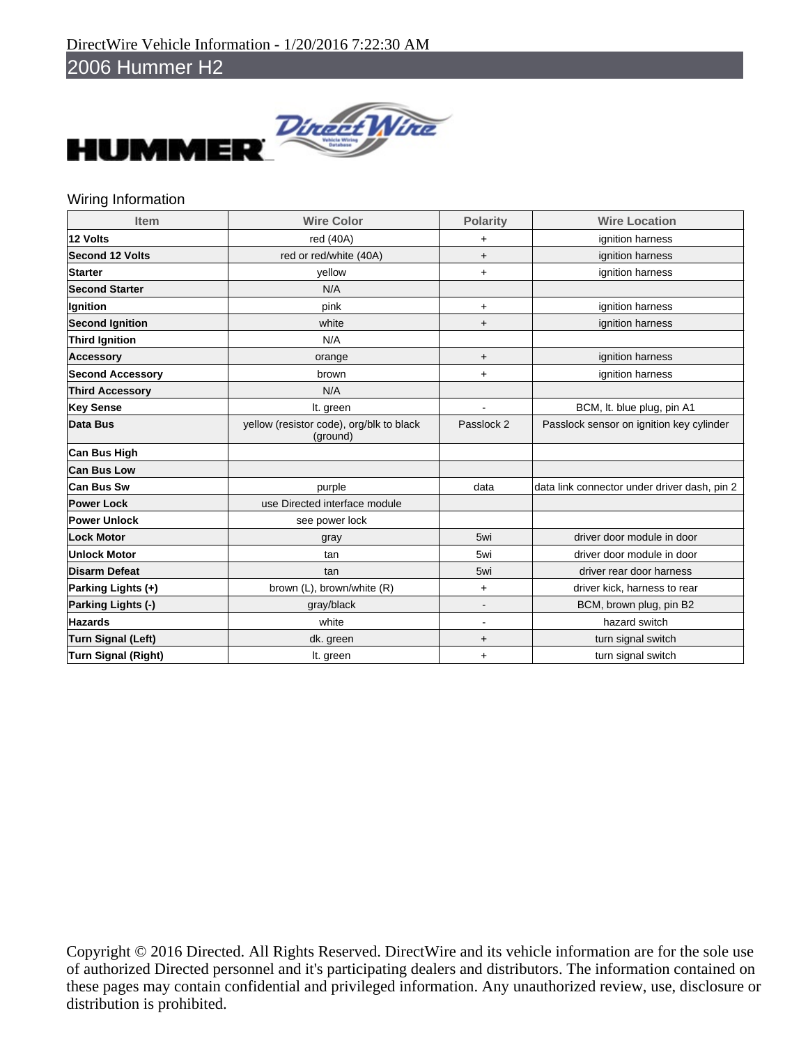DirectWire Vehicle Information - 1/20/2016 7:22:30 AM

# 2006 Hummer H2

## Wiring Information

| Item | Wire Color | Polarity | Wire Location |
|---|---|---|---|
| **12 Volts** | red (40A) | + | ignition harness |
| **Second 12 Volts** | red or red/white (40A) | + | ignition harness |
| **Starter** | yellow | + | ignition harness |
| **Second Starter** | N/A | | |
| **Ignition** | pink | + | ignition harness |
| **Second Ignition** | white | + | ignition harness |
| **Third Ignition** | N/A | | |
| **Accessory** | orange | + | ignition harness |
| **Second Accessory** | brown | + | ignition harness |
| **Third Accessory** | N/A | | |
| **Key Sense** | lt. green | - | BCM, lt. blue plug, pin A1 |
| **Data Bus** | yellow (resistor code), org/blk to black (ground) | Passlock 2 | Passlock sensor on ignition key cylinder |
| **Can Bus High** | | | |
| **Can Bus Low** | | | |
| **Can Bus Sw** | purple | data | data link connector under driver dash, pin 2 |
| **Power Lock** | use Directed interface module | | |
| **Power Unlock** | see power lock | | |
| **Lock Motor** | gray | 5wi | driver door module in door |
| **Unlock Motor** | tan | 5wi | driver door module in door |
| **Disarm Defeat** | tan | 5wi | driver rear door harness |
| **Parking Lights (+)** | brown (L), brown/white (R) | + | driver kick, harness to rear |
| **Parking Lights (-)** | gray/black | - | BCM, brown plug, pin B2 |
| **Hazards** | white | - | hazard switch |
| **Turn Signal (Left)** | dk. green | + | turn signal switch |
| **Turn Signal (Right)** | lt. green | + | turn signal switch |

Copyright © 2016 Directed. All Rights Reserved. DirectWire and its vehicle information are for the sole use of authorized Directed personnel and it's participating dealers and distributors. The information contained on these pages may contain confidential and privileged information. Any unauthorized review, use, disclosure or distribution is prohibited.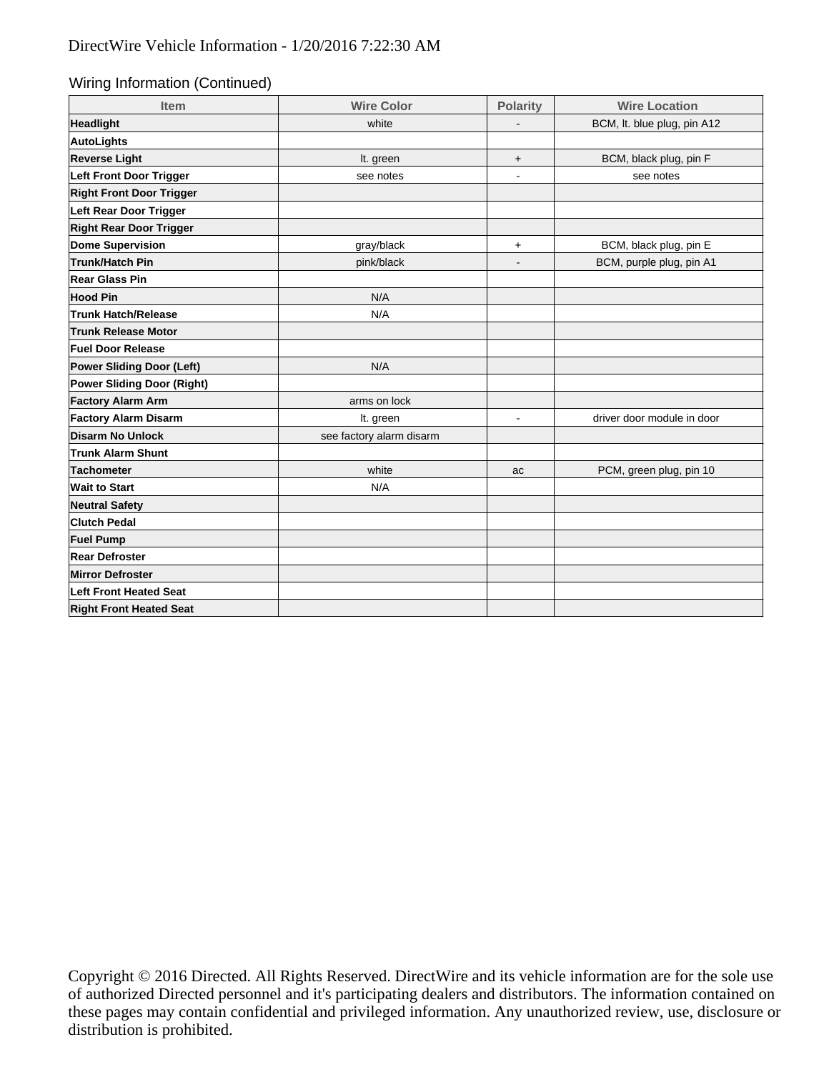DirectWire Vehicle Information - 1/20/2016 7:22:30 AM

Wiring Information (Continued)

| Item | Wire Color | Polarity | Wire Location |
|---|---|---|---|
| **Headlight** | white | - | BCM, lt. blue plug, pin A12 |
| **AutoLights** | | | |
| **Reverse Light** | lt. green | + | BCM, black plug, pin F |
| **Left Front Door Trigger** | see notes | - | see notes |
| **Right Front Door Trigger** | | | |
| **Left Rear Door Trigger** | | | |
| **Right Rear Door Trigger** | | | |
| **Dome Supervision** | gray/black | + | BCM, black plug, pin E |
| **Trunk/Hatch Pin** | pink/black | - | BCM, purple plug, pin A1 |
| **Rear Glass Pin** | | | |
| **Hood Pin** | N/A | | |
| **Trunk Hatch/Release** | N/A | | |
| **Trunk Release Motor** | | | |
| **Fuel Door Release** | | | |
| **Power Sliding Door (Left)** | N/A | | |
| **Power Sliding Door (Right)** | | | |
| **Factory Alarm Arm** | arms on lock | | |
| **Factory Alarm Disarm** | lt. green | - | driver door module in door |
| **Disarm No Unlock** | see factory alarm disarm | | |
| **Trunk Alarm Shunt** | | | |
| **Tachometer** | white | ac | PCM, green plug, pin 10 |
| **Wait to Start** | N/A | | |
| **Neutral Safety** | | | |
| **Clutch Pedal** | | | |
| **Fuel Pump** | | | |
| **Rear Defroster** | | | |
| **Mirror Defroster** | | | |
| **Left Front Heated Seat** | | | |
| **Right Front Heated Seat** | | | |

Copyright © 2016 Directed. All Rights Reserved. DirectWire and its vehicle information are for the sole use of authorized Directed personnel and it's participating dealers and distributors. The information contained on these pages may contain confidential and privileged information. Any unauthorized review, use, disclosure or distribution is prohibited.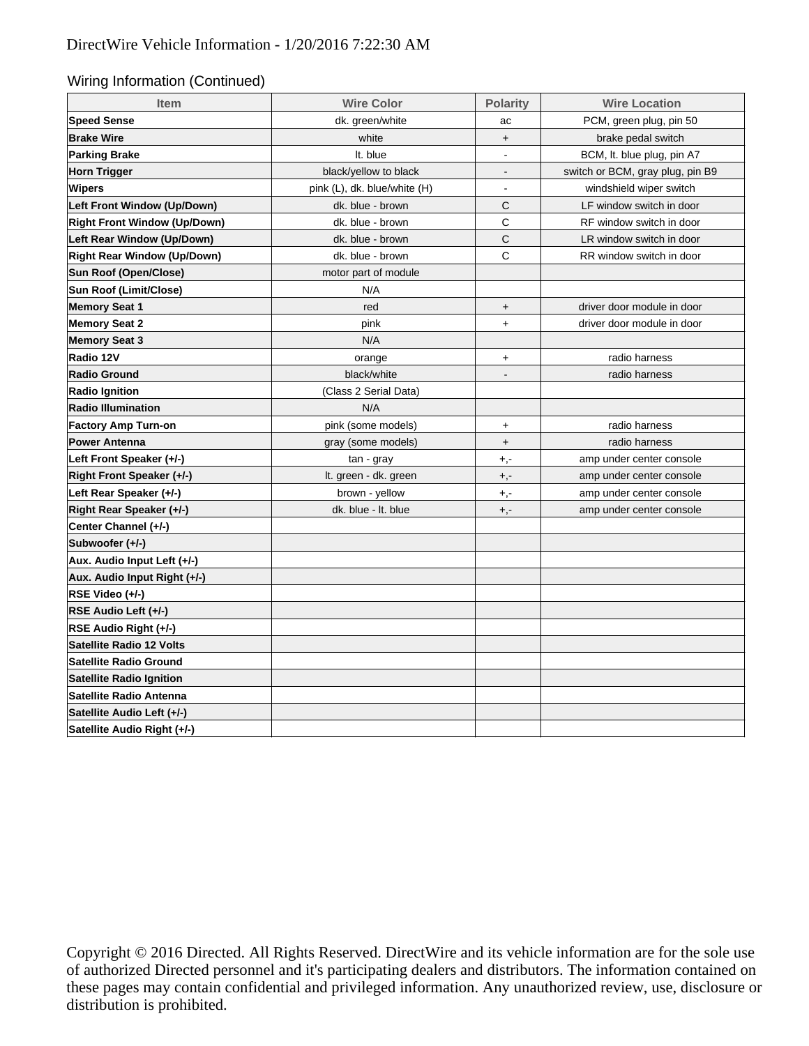Wiring Information (Continued)

| Item | Wire Color | Polarity | Wire Location |
|---|---|---|---|
| **Speed Sense** | dk. green/white | ac | PCM, green plug, pin 50 |
| **Brake Wire** | white | + | brake pedal switch |
| **Parking Brake** | lt. blue | - | BCM, lt. blue plug, pin A7 |
| **Horn Trigger** | black/yellow to black | - | switch or BCM, gray plug, pin B9 |
| **Wipers** | pink (L), dk. blue/white (H) | - | windshield wiper switch |
| **Left Front Window (Up/Down)** | dk. blue - brown | C | LF window switch in door |
| **Right Front Window (Up/Down)** | dk. blue - brown | C | RF window switch in door |
| **Left Rear Window (Up/Down)** | dk. blue - brown | C | LR window switch in door |
| **Right Rear Window (Up/Down)** | dk. blue - brown | C | RR window switch in door |
| **Sun Roof (Open/Close)** | motor part of module | | |
| **Sun Roof (Limit/Close)** | N/A | | |
| **Memory Seat 1** | red | + | driver door module in door |
| **Memory Seat 2** | pink | + | driver door module in door |
| **Memory Seat 3** | N/A | | |
| **Radio 12V** | orange | + | radio harness |
| **Radio Ground** | black/white | - | radio harness |
| **Radio Ignition** | (Class 2 Serial Data) | | |
| **Radio Illumination** | N/A | | |
| **Factory Amp Turn-on** | pink (some models) | + | radio harness |
| **Power Antenna** | gray (some models) | + | radio harness |
| **Left Front Speaker (+/-)** | tan - gray | +,- | amp under center console |
| **Right Front Speaker (+/-)** | lt. green - dk. green | +,- | amp under center console |
| **Left Rear Speaker (+/-)** | brown - yellow | +,- | amp under center console |
| **Right Rear Speaker (+/-)** | dk. blue - lt. blue | +,- | amp under center console |
| **Center Channel (+/-)** | | | |
| **Subwoofer (+/-)** | | | |
| **Aux. Audio Input Left (+/-)** | | | |
| **Aux. Audio Input Right (+/-)** | | | |
| **RSE Video (+/-)** | | | |
| **RSE Audio Left (+/-)** | | | |
| **RSE Audio Right (+/-)** | | | |
| **Satellite Radio 12 Volts** | | | |
| **Satellite Radio Ground** | | | |
| **Satellite Radio Ignition** | | | |
| **Satellite Radio Antenna** | | | |
| **Satellite Audio Left (+/-)** | | | |
| **Satellite Audio Right (+/-)** | | | |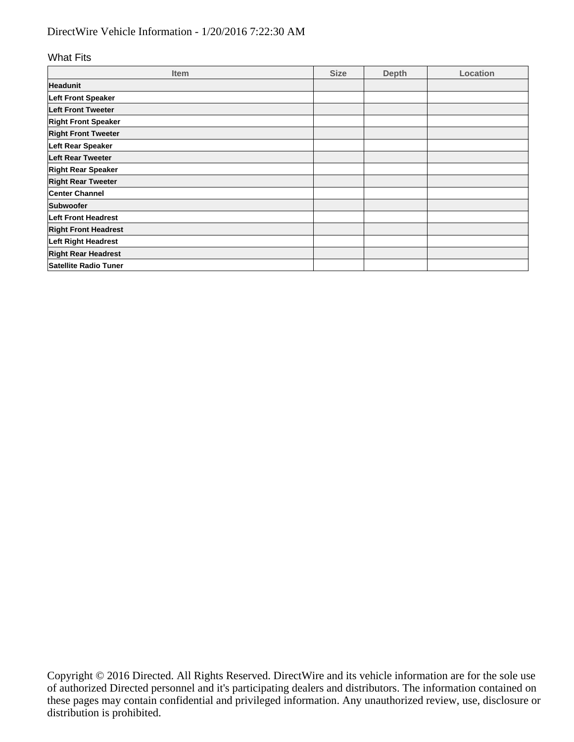DirectWire Vehicle Information - 1/20/2016 7:22:30 AM

What Fits

| Item | Size | Depth | Location |
|---|---|---|---|
| **Headunit** | | | |
| **Left Front Speaker** | | | |
| **Left Front Tweeter** | | | |
| **Right Front Speaker** | | | |
| **Right Front Tweeter** | | | |
| **Left Rear Speaker** | | | |
| **Left Rear Tweeter** | | | |
| **Right Rear Speaker** | | | |
| **Right Rear Tweeter** | | | |
| **Center Channel** | | | |
| **Subwoofer** | | | |
| **Left Front Headrest** | | | |
| **Right Front Headrest** | | | |
| **Left Right Headrest** | | | |
| **Right Rear Headrest** | | | |
| **Satellite Radio Tuner** | | | |

Copyright © 2016 Directed. All Rights Reserved. DirectWire and its vehicle information are for the sole use of authorized Directed personnel and it's participating dealers and distributors. The information contained on these pages may contain confidential and privileged information. Any unauthorized review, use, disclosure or distribution is prohibited.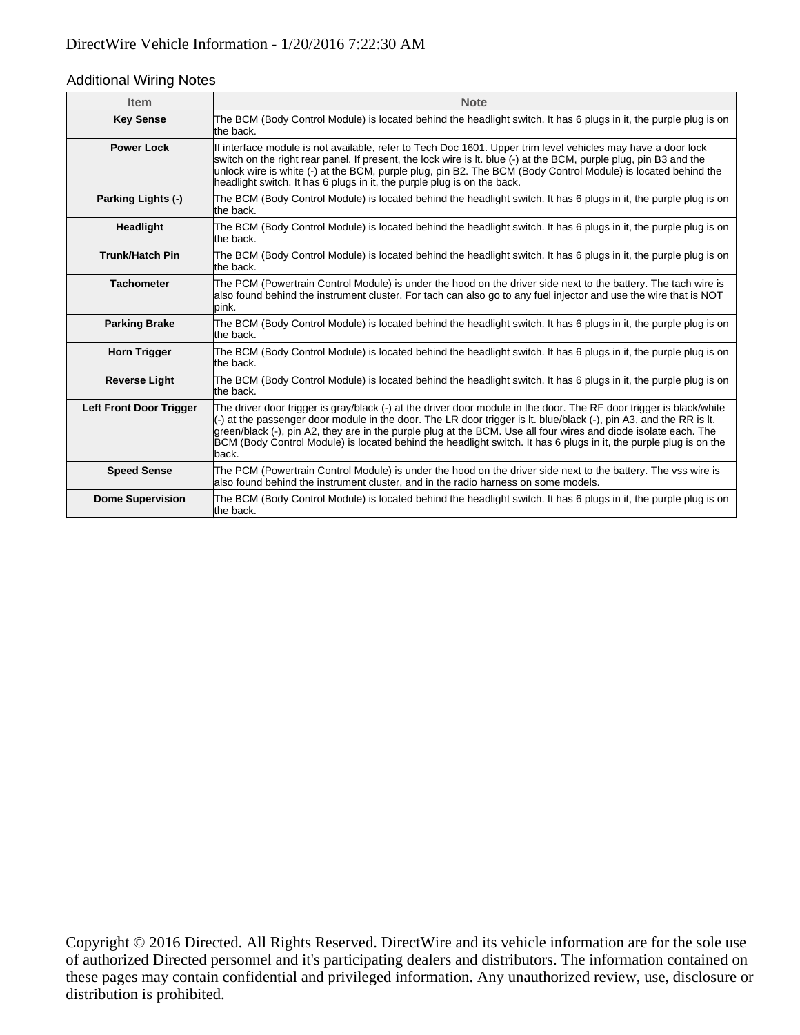Additional Wiring Notes

| Item | Note |
| --- | --- |
| Key Sense | The BCM (Body Control Module) is located behind the headlight switch. It has 6 plugs in it, the purple plug is on the back. |
| Power Lock | If interface module is not available, refer to Tech Doc 1601. Upper trim level vehicles may have a door lock switch on the right rear panel. If present, the lock wire is lt. blue (-) at the BCM, purple plug, pin B3 and the unlock wire is white (-) at the BCM, purple plug, pin B2. The BCM (Body Control Module) is located behind the headlight switch. It has 6 plugs in it, the purple plug is on the back. |
| Parking Lights (-) | The BCM (Body Control Module) is located behind the headlight switch. It has 6 plugs in it, the purple plug is on the back. |
| Headlight | The BCM (Body Control Module) is located behind the headlight switch. It has 6 plugs in it, the purple plug is on the back. |
| Trunk/Hatch Pin | The BCM (Body Control Module) is located behind the headlight switch. It has 6 plugs in it, the purple plug is on the back. |
| Tachometer | The PCM (Powertrain Control Module) is under the hood on the driver side next to the battery. The tach wire is also found behind the instrument cluster. For tach can also go to any fuel injector and use the wire that is NOT pink. |
| Parking Brake | The BCM (Body Control Module) is located behind the headlight switch. It has 6 plugs in it, the purple plug is on the back. |
| Horn Trigger | The BCM (Body Control Module) is located behind the headlight switch. It has 6 plugs in it, the purple plug is on the back. |
| Reverse Light | The BCM (Body Control Module) is located behind the headlight switch. It has 6 plugs in it, the purple plug is on the back. |
| Left Front Door Trigger | The driver door trigger is gray/black (-) at the driver door module in the door. The RF door trigger is black/white (-) at the passenger door module in the door. The LR door trigger is lt. blue/black (-), pin A3, and the RR is lt. green/black (-), pin A2, they are in the purple plug at the BCM. Use all four wires and diode isolate each. The BCM (Body Control Module) is located behind the headlight switch. It has 6 plugs in it, the purple plug is on the back. |
| Speed Sense | The PCM (Powertrain Control Module) is under the hood on the driver side next to the battery. The vss wire is also found behind the instrument cluster, and in the radio harness on some models. |
| Dome Supervision | The BCM (Body Control Module) is located behind the headlight switch. It has 6 plugs in it, the purple plug is on the back. |